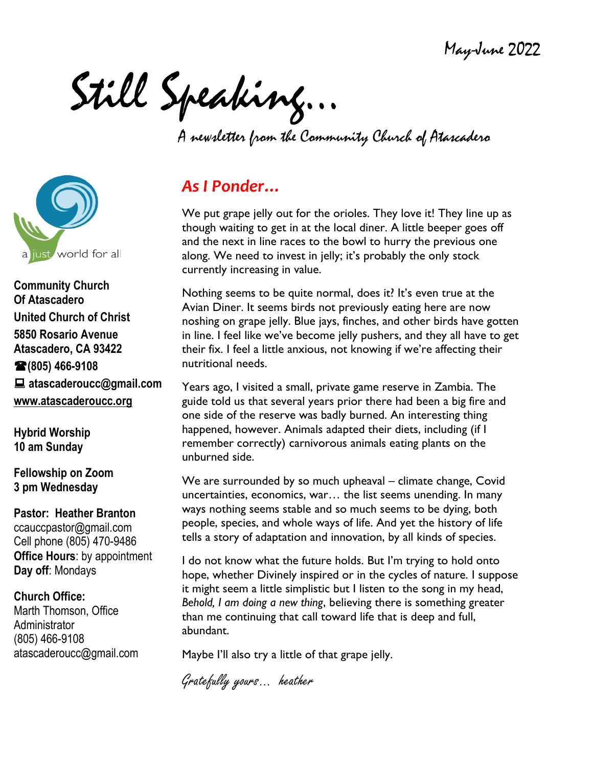May-June 2022

# Still Speaking…

A newsletter from the Community Church of Atascadero

a just world for all

**Community Church Of Atascadero**
**United Church of Christ**
**5850 Rosario Avenue**
**Atascadero, CA 93422**
**☎(805) 466-9108**
**atascaderoucc@gmail.com**
**www.atascaderoucc.org**

**Hybrid Worship**
**10 am Sunday**

**Fellowship on Zoom**
**3 pm Wednesday**

**Pastor: Heather Branton**
ccauccpastor@gmail.com
Cell phone (805) 470-9486
**Office Hours**: by appointment
**Day off**: Mondays

**Church Office:**
Marth Thomson, Office Administrator
(805) 466-9108
atascaderoucc@gmail.com

## *As I Ponder…*

We put grape jelly out for the orioles. They love it! They line up as though waiting to get in at the local diner. A little beeper goes off and the next in line races to the bowl to hurry the previous one along. We need to invest in jelly; it's probably the only stock currently increasing in value.

Nothing seems to be quite normal, does it? It's even true at the Avian Diner. It seems birds not previously eating here are now noshing on grape jelly. Blue jays, finches, and other birds have gotten in line. I feel like we've become jelly pushers, and they all have to get their fix. I feel a little anxious, not knowing if we're affecting their nutritional needs.

Years ago, I visited a small, private game reserve in Zambia. The guide told us that several years prior there had been a big fire and one side of the reserve was badly burned. An interesting thing happened, however. Animals adapted their diets, including (if I remember correctly) carnivorous animals eating plants on the unburned side.

We are surrounded by so much upheaval – climate change, Covid uncertainties, economics, war… the list seems unending. In many ways nothing seems stable and so much seems to be dying, both people, species, and whole ways of life. And yet the history of life tells a story of adaptation and innovation, by all kinds of species.

I do not know what the future holds. But I'm trying to hold onto hope, whether Divinely inspired or in the cycles of nature. I suppose it might seem a little simplistic but I listen to the song in my head, *Behold, I am doing a new thing*, believing there is something greater than me continuing that call toward life that is deep and full, abundant.

Maybe I'll also try a little of that grape jelly.

*Gratefully yours… heather*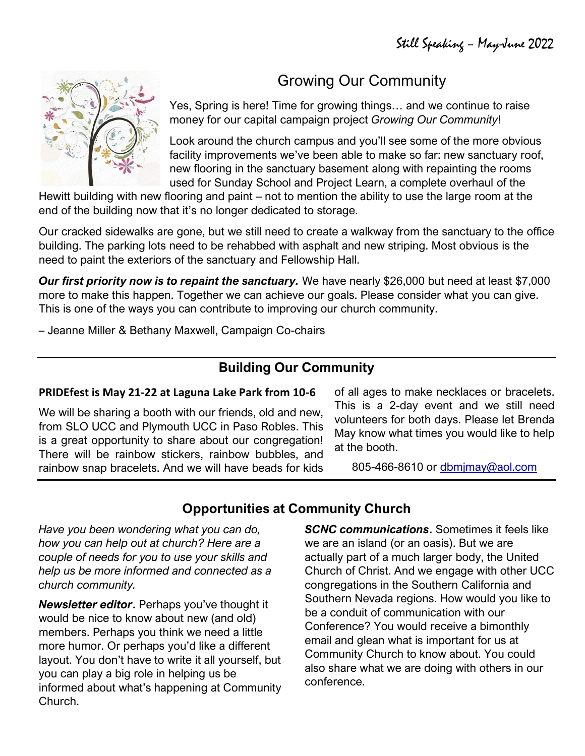## Growing Our Community

Yes, Spring is here! Time for growing things… and we continue to raise money for our capital campaign project *Growing Our Community*!

Look around the church campus and you'll see some of the more obvious facility improvements we've been able to make so far: new sanctuary roof, new flooring in the sanctuary basement along with repainting the rooms used for Sunday School and Project Learn, a complete overhaul of the Hewitt building with new flooring and paint – not to mention the ability to use the large room at the end of the building now that it's no longer dedicated to storage.

Our cracked sidewalks are gone, but we still need to create a walkway from the sanctuary to the office building. The parking lots need to be rehabbed with asphalt and new striping. Most obvious is the need to paint the exteriors of the sanctuary and Fellowship Hall.

***Our first priority now is to repaint the sanctuary.*** We have nearly $26,000 but need at least $7,000 more to make this happen. Together we can achieve our goals. Please consider what you can give. This is one of the ways you can contribute to improving our church community.

– Jeanne Miller & Bethany Maxwell, Campaign Co-chairs

## Building Our Community

**PRIDEfest is May 21-22 at Laguna Lake Park from 10-6**

We will be sharing a booth with our friends, old and new, from SLO UCC and Plymouth UCC in Paso Robles. This is a great opportunity to share about our congregation! There will be rainbow stickers, rainbow bubbles, and rainbow snap bracelets. And we will have beads for kids of all ages to make necklaces or bracelets. This is a 2-day event and we still need volunteers for both days. Please let Brenda May know what times you would like to help at the booth.

805-466-8610 or dbmjmay@aol.com

## Opportunities at Community Church

*Have you been wondering what you can do, how you can help out at church? Here are a couple of needs for you to use your skills and help us be more informed and connected as a church community.*

***Newsletter editor*.** Perhaps you've thought it would be nice to know about new (and old) members. Perhaps you think we need a little more humor. Or perhaps you'd like a different layout. You don't have to write it all yourself, but you can play a big role in helping us be informed about what's happening at Community Church.

***SCNC communications*.** Sometimes it feels like we are an island (or an oasis). But we are actually part of a much larger body, the United Church of Christ. And we engage with other UCC congregations in the Southern California and Southern Nevada regions. How would you like to be a conduit of communication with our Conference? You would receive a bimonthly email and glean what is important for us at Community Church to know about. You could also share what we are doing with others in our conference.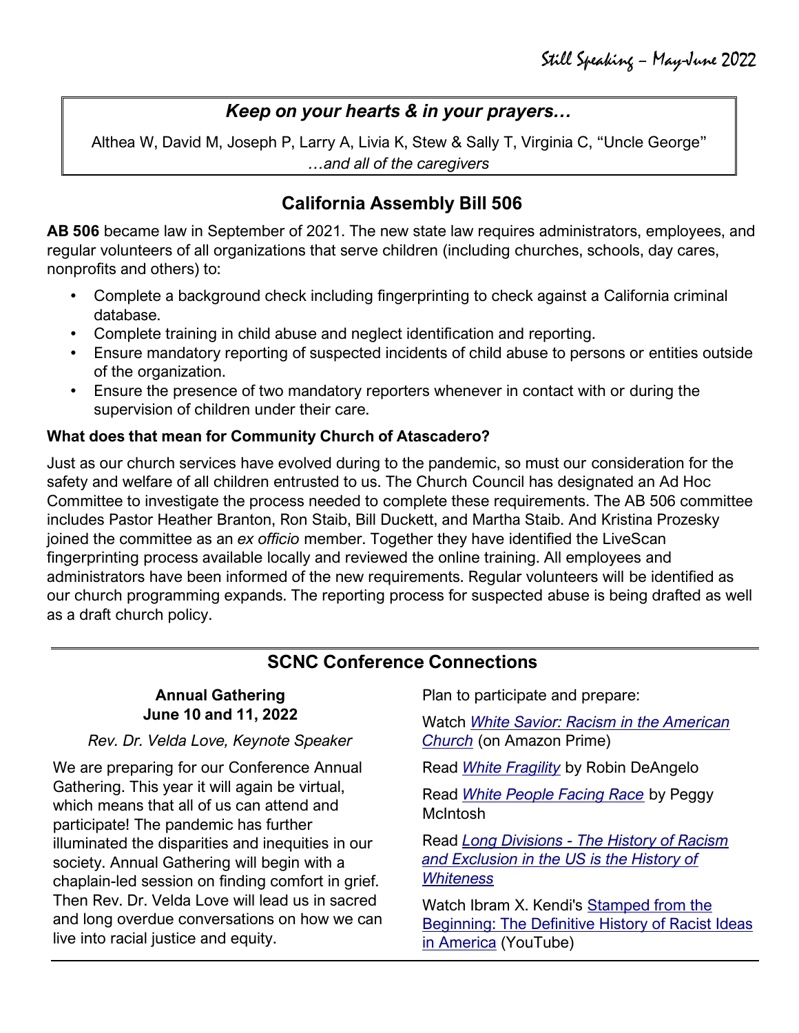### *Keep on your hearts & in your prayers…*

Althea W, David M, Joseph P, Larry A, Livia K, Stew & Sally T, Virginia C, "Uncle George"
*…and all of the caregivers*

## California Assembly Bill 506

**AB 506** became law in September of 2021. The new state law requires administrators, employees, and regular volunteers of all organizations that serve children (including churches, schools, day cares, nonprofits and others) to:

- Complete a background check including fingerprinting to check against a California criminal database.
- Complete training in child abuse and neglect identification and reporting.
- Ensure mandatory reporting of suspected incidents of child abuse to persons or entities outside of the organization.
- Ensure the presence of two mandatory reporters whenever in contact with or during the supervision of children under their care.

**What does that mean for Community Church of Atascadero?**

Just as our church services have evolved during to the pandemic, so must our consideration for the safety and welfare of all children entrusted to us. The Church Council has designated an Ad Hoc Committee to investigate the process needed to complete these requirements. The AB 506 committee includes Pastor Heather Branton, Ron Staib, Bill Duckett, and Martha Staib. And Kristina Prozesky joined the committee as an *ex officio* member. Together they have identified the LiveScan fingerprinting process available locally and reviewed the online training. All employees and administrators have been informed of the new requirements. Regular volunteers will be identified as our church programming expands. The reporting process for suspected abuse is being drafted as well as a draft church policy.

## SCNC Conference Connections

**Annual Gathering**
**June 10 and 11, 2022**

*Rev. Dr. Velda Love, Keynote Speaker*

We are preparing for our Conference Annual Gathering. This year it will again be virtual, which means that all of us can attend and participate! The pandemic has further illuminated the disparities and inequities in our society. Annual Gathering will begin with a chaplain-led session on finding comfort in grief. Then Rev. Dr. Velda Love will lead us in sacred and long overdue conversations on how we can live into racial justice and equity.

Plan to participate and prepare:

Watch *White Savior: Racism in the American Church* (on Amazon Prime)

Read *White Fragility* by Robin DeAngelo

Read *White People Facing Race* by Peggy McIntosh

Read *Long Divisions - The History of Racism and Exclusion in the US is the History of Whiteness*

Watch Ibram X. Kendi's Stamped from the Beginning: The Definitive History of Racist Ideas in America (YouTube)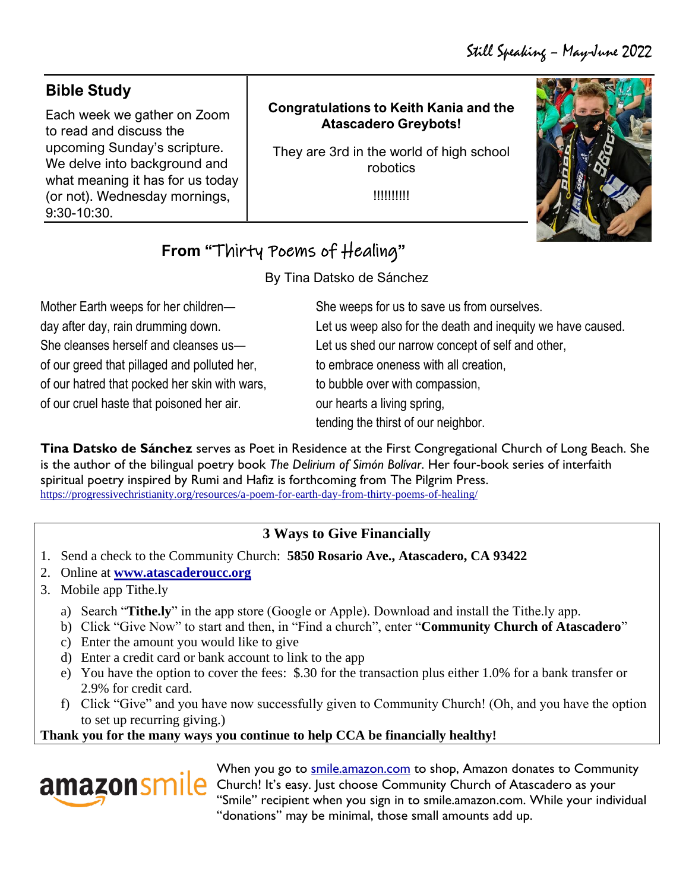## Bible Study

Each week we gather on Zoom to read and discuss the upcoming Sunday's scripture. We delve into background and what meaning it has for us today (or not). Wednesday mornings, 9:30-10:30.

**Congratulations to Keith Kania and the Atascadero Greybots!**

They are 3rd in the world of high school robotics

!!!!!!!!!

## From "Thirty Poems of Healing"

By Tina Datsko de Sánchez

Mother Earth weeps for her children—
day after day, rain drumming down.
She cleanses herself and cleanses us—
of our greed that pillaged and polluted her,
of our hatred that pocked her skin with wars,
of our cruel haste that poisoned her air.

She weeps for us to save us from ourselves.
Let us weep also for the death and inequity we have caused.
Let us shed our narrow concept of self and other,
to embrace oneness with all creation,
to bubble over with compassion,
our hearts a living spring,
tending the thirst of our neighbor.

**Tina Datsko de Sánchez** serves as Poet in Residence at the First Congregational Church of Long Beach. She is the author of the bilingual poetry book *The Delirium of Simón Bolívar*. Her four-book series of interfaith spiritual poetry inspired by Rumi and Hafiz is forthcoming from The Pilgrim Press.
https://progressivechristianity.org/resources/a-poem-for-earth-day-from-thirty-poems-of-healing/

### 3 Ways to Give Financially

1. Send a check to the Community Church: **5850 Rosario Ave., Atascadero, CA 93422**
2. Online at **[www.atascaderoucc.org](http://www.atascaderoucc.org)**
3. Mobile app Tithe.ly
   a) Search "**Tithe.ly**" in the app store (Google or Apple). Download and install the Tithe.ly app.
   b) Click "Give Now" to start and then, in "Find a church", enter "**Community Church of Atascadero**"
   c) Enter the amount you would like to give
   d) Enter a credit card or bank account to link to the app
   e) You have the option to cover the fees: $.30 for the transaction plus either 1.0% for a bank transfer or 2.9% for credit card.
   f) Click "Give" and you have now successfully given to Community Church! (Oh, and you have the option to set up recurring giving.)

**Thank you for the many ways you continue to help CCA be financially healthy!**

amazonsmile

When you go to [smile.amazon.com](http://smile.amazon.com) to shop, Amazon donates to Community Church! It's easy. Just choose Community Church of Atascadero as your "Smile" recipient when you sign in to smile.amazon.com. While your individual "donations" may be minimal, those small amounts add up.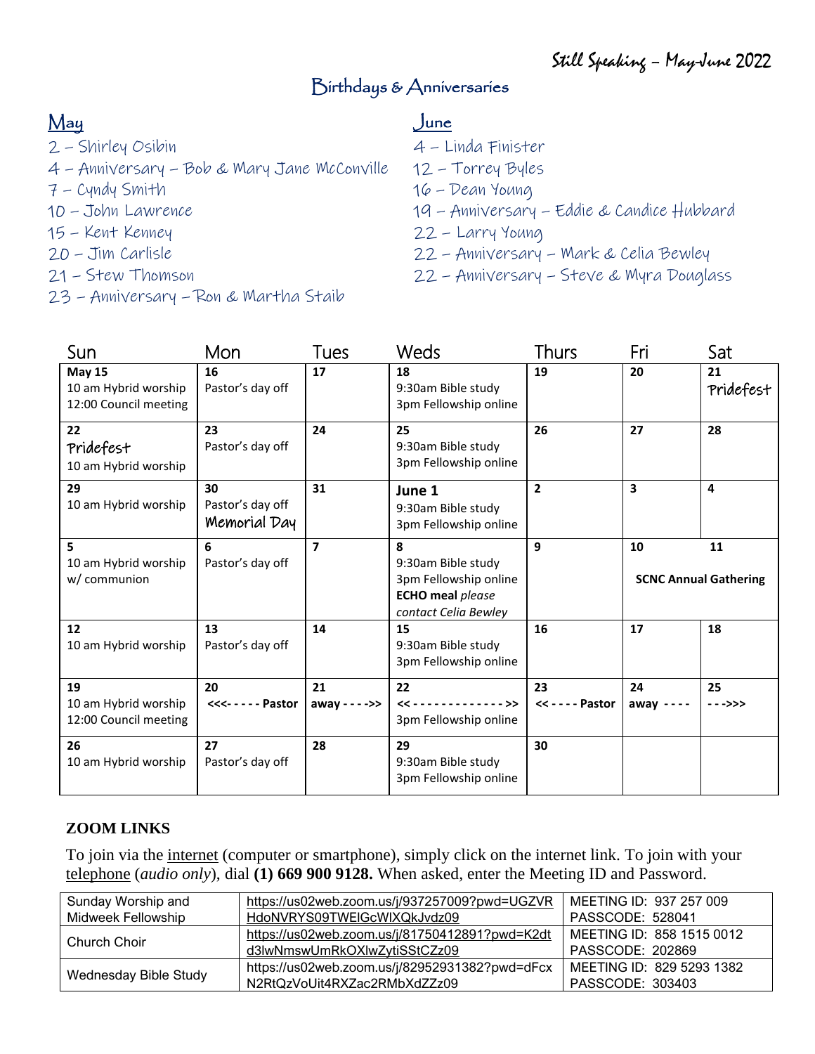Still Speaking – May-June 2022

## Birthdays & Anniversaries

**May**

2 – Shirley Osibin
4 – Anniversary – Bob & Mary Jane McConville
7 – Cyndy Smith
10 – John Lawrence
15 – Kent Kenney
20 – Jim Carlisle
21 – Stew Thomson
23 – Anniversary – Ron & Martha Staib

**June**

4 – Linda Finister
12 – Torrey Byles
16 – Dean Young
19 – Anniversary – Eddie & Candice Hubbard
22 – Larry Young
22 – Anniversary – Mark & Celia Bewley
22 – Anniversary – Steve & Myra Douglass

| Sun | Mon | Tues | Weds | Thurs | Fri | Sat |
|---|---|---|---|---|---|---|
| **May 15**<br>10 am Hybrid worship<br>12:00 Council meeting | **16**<br>Pastor's day off | **17** | **18**<br>9:30am Bible study<br>3pm Fellowship online | **19** | **20** | **21**<br>Pridefest |
| **22**<br>Pridefest<br>10 am Hybrid worship | **23**<br>Pastor's day off | **24** | **25**<br>9:30am Bible study<br>3pm Fellowship online | **26** | **27** | **28** |
| **29**<br>10 am Hybrid worship | **30**<br>Pastor's day off<br>Memorial Day | **31** | **June 1**<br>9:30am Bible study<br>3pm Fellowship online | **2** | **3** | **4** |
| **5**<br>10 am Hybrid worship w/ communion | **6**<br>Pastor's day off | **7** | **8**<br>9:30am Bible study<br>3pm Fellowship online<br>**ECHO meal** *please contact Celia Bewley* | **9** | **10**<br>**SCNC Annual Gathering** | **11** |
| **12**<br>10 am Hybrid worship | **13**<br>Pastor's day off | **14** | **15**<br>9:30am Bible study<br>3pm Fellowship online | **16** | **17** | **18** |
| **19**<br>10 am Hybrid worship<br>12:00 Council meeting | **20**<br><<<- - - - - **Pastor** | **21**<br>**away** - - - ->> | **22**<br><< - - - - - - - - - - - - - >><br>3pm Fellowship online | **23**<br><< - - - - **Pastor** | **24**<br>**away** - - - - | **25**<br>- - ->>> |
| **26**<br>10 am Hybrid worship | **27**<br>Pastor's day off | **28** | **29**<br>9:30am Bible study<br>3pm Fellowship online | **30** | | |

### ZOOM LINKS

To join via the internet (computer or smartphone), simply click on the internet link. To join with your telephone (*audio only*), dial **(1) 669 900 9128.** When asked, enter the Meeting ID and Password.

| | | |
|---|---|---|
| Sunday Worship and Midweek Fellowship | https://us02web.zoom.us/j/937257009?pwd=UGZVRHdoNVRYS09TWElGcWlXQkJvdz09 | MEETING ID: 937 257 009<br>PASSCODE: 528041 |
| Church Choir | https://us02web.zoom.us/j/81750412891?pwd=K2dtd3lwNmswUmRkOXlwZytiSStCZz09 | MEETING ID: 858 1515 0012<br>PASSCODE: 202869 |
| Wednesday Bible Study | https://us02web.zoom.us/j/82952931382?pwd=dFcxN2RtQzVoUit4RXZac2RMbXdZZz09 | MEETING ID: 829 5293 1382<br>PASSCODE: 303403 |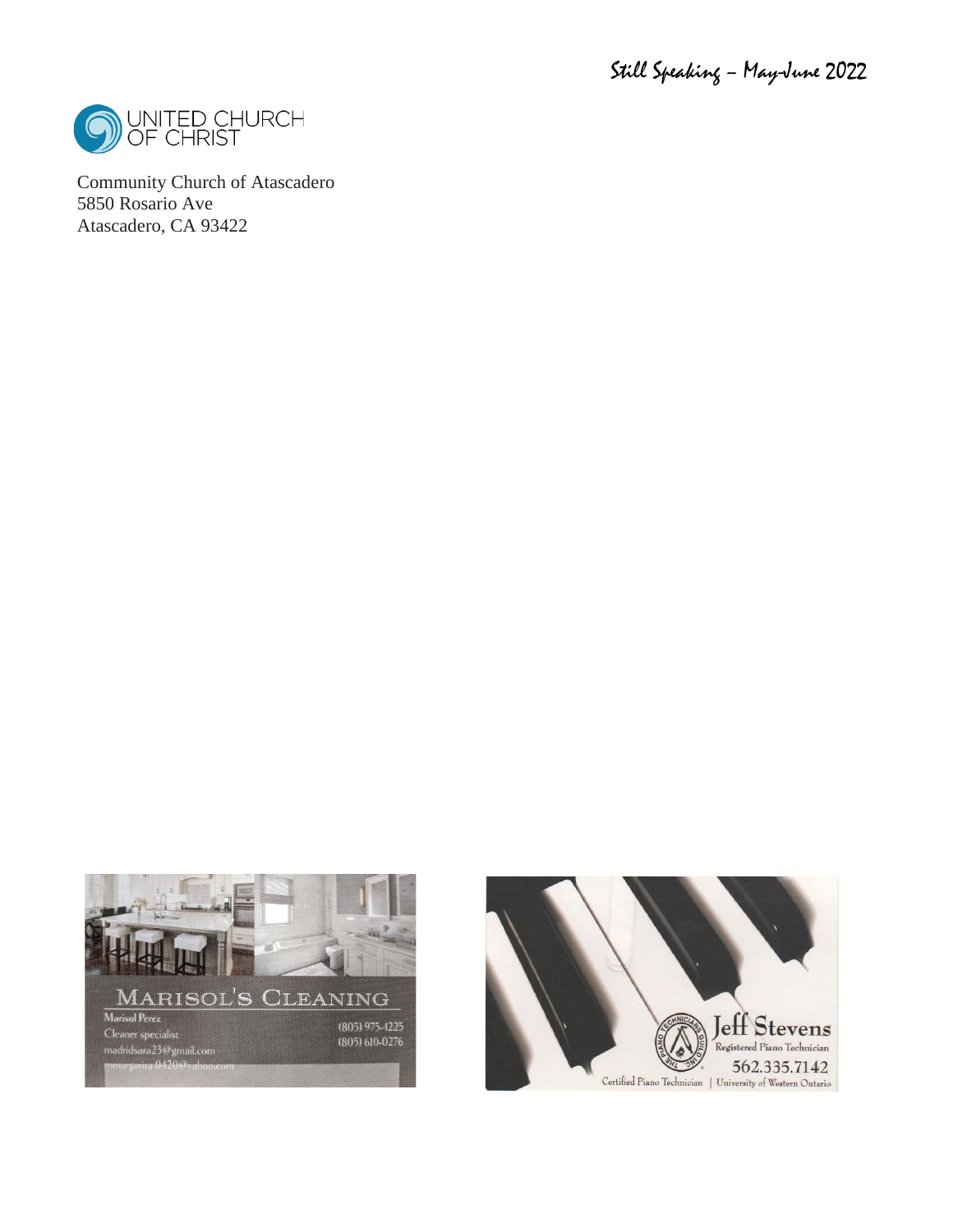UNITED CHURCH OF CHRIST

Community Church of Atascadero
5850 Rosario Ave
Atascadero, CA 93422

MARISOL'S CLEANING

Marisol Perez
Cleaner specialist
madridsara23@gmail.com
mmargarita 0420@yahoo.com

(805) 975-4225
(805) 610-0276

Jeff Stevens
Registered Piano Technician
562.335.7142
Certified Piano Technician | University of Western Ontario